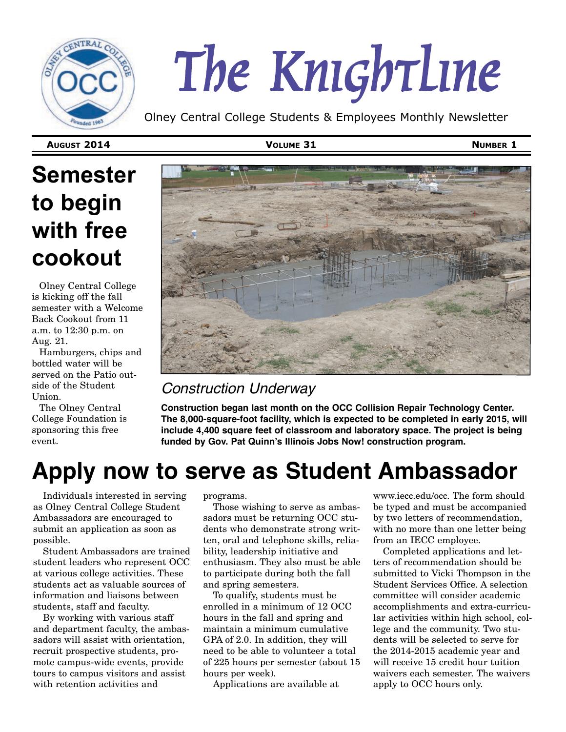# The Knightline

Olney Central College Students & Employees Monthly Newsletter

**August 2014** **Volume 31** **Number 1**

## Semester to begin with free cookout

Olney Central College is kicking off the fall semester with a Welcome Back Cookout from 11 a.m. to 12:30 p.m. on Aug. 21.

Hamburgers, chips and bottled water will be served on the Patio outside of the Student Union.

The Olney Central College Foundation is sponsoring this free event.

*Construction Underway*

**Construction began last month on the OCC Collision Repair Technology Center. The 8,000-square-foot facility, which is expected to be completed in early 2015, will include 4,400 square feet of classroom and laboratory space. The project is being funded by Gov. Pat Quinn's Illinois Jobs Now! construction program.**

## Apply now to serve as Student Ambassador

Individuals interested in serving as Olney Central College Student Ambassadors are encouraged to submit an application as soon as possible.

Student Ambassadors are trained student leaders who represent OCC at various college activities. These students act as valuable sources of information and liaisons between students, staff and faculty.

By working with various staff and department faculty, the ambassadors will assist with orientation, recruit prospective students, promote campus-wide events, provide tours to campus visitors and assist with retention activities and programs.

Those wishing to serve as ambassadors must be returning OCC students who demonstrate strong written, oral and telephone skills, reliability, leadership initiative and enthusiasm. They also must be able to participate during both the fall and spring semesters.

To qualify, students must be enrolled in a minimum of 12 OCC hours in the fall and spring and maintain a minimum cumulative GPA of 2.0. In addition, they will need to be able to volunteer a total of 225 hours per semester (about 15 hours per week).

Applications are available at www.iecc.edu/occ. The form should be typed and must be accompanied by two letters of recommendation, with no more than one letter being from an IECC employee.

Completed applications and letters of recommendation should be submitted to Vicki Thompson in the Student Services Office. A selection committee will consider academic accomplishments and extra-curricular activities within high school, college and the community. Two students will be selected to serve for the 2014-2015 academic year and will receive 15 credit hour tuition waivers each semester. The waivers apply to OCC hours only.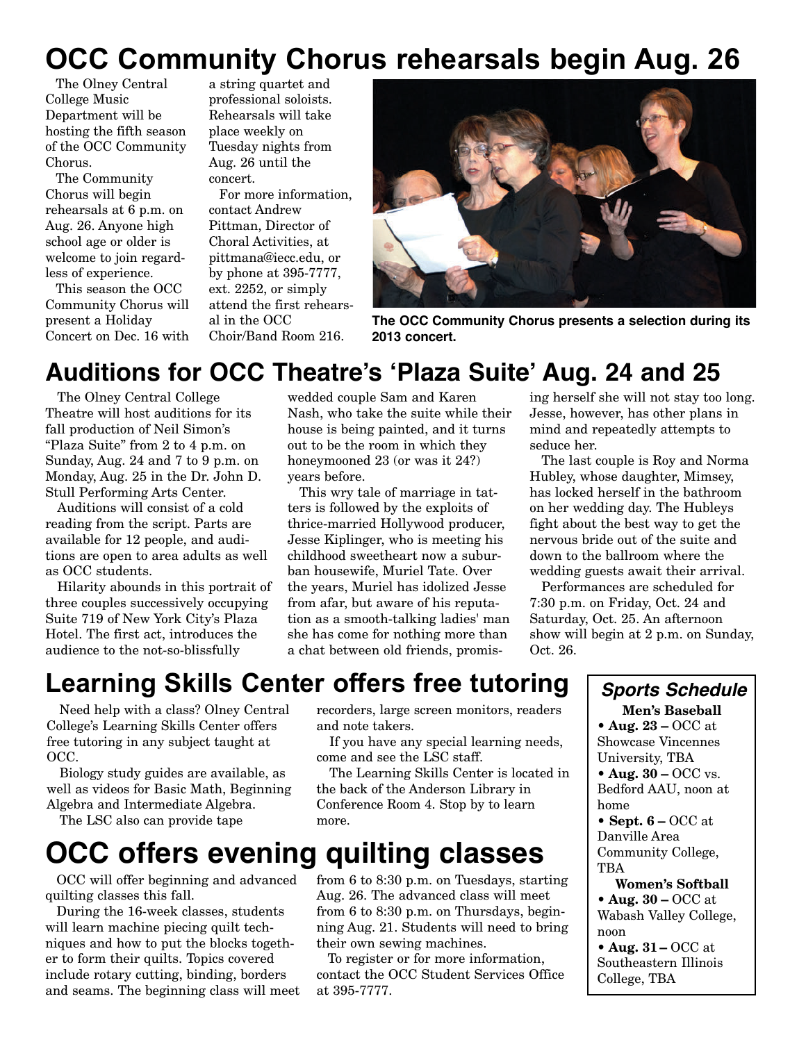# OCC Community Chorus rehearsals begin Aug. 26

The Olney Central College Music Department will be hosting the fifth season of the OCC Community Chorus.

The Community Chorus will begin rehearsals at 6 p.m. on Aug. 26. Anyone high school age or older is welcome to join regardless of experience.

This season the OCC Community Chorus will present a Holiday Concert on Dec. 16 with a string quartet and professional soloists. Rehearsals will take place weekly on Tuesday nights from Aug. 26 until the concert.

For more information, contact Andrew Pittman, Director of Choral Activities, at pittmana@iecc.edu, or by phone at 395-7777, ext. 2252, or simply attend the first rehearsal in the OCC Choir/Band Room 216.

**The OCC Community Chorus presents a selection during its 2013 concert.**

# Auditions for OCC Theatre's 'Plaza Suite' Aug. 24 and 25

The Olney Central College Theatre will host auditions for its fall production of Neil Simon's "Plaza Suite" from 2 to 4 p.m. on Sunday, Aug. 24 and 7 to 9 p.m. on Monday, Aug. 25 in the Dr. John D. Stull Performing Arts Center.

Auditions will consist of a cold reading from the script. Parts are available for 12 people, and auditions are open to area adults as well as OCC students.

Hilarity abounds in this portrait of three couples successively occupying Suite 719 of New York City's Plaza Hotel. The first act, introduces the audience to the not-so-blissfully wedded couple Sam and Karen Nash, who take the suite while their house is being painted, and it turns out to be the room in which they honeymooned 23 (or was it 24?) years before.

This wry tale of marriage in tatters is followed by the exploits of thrice-married Hollywood producer, Jesse Kiplinger, who is meeting his childhood sweetheart now a suburban housewife, Muriel Tate. Over the years, Muriel has idolized Jesse from afar, but aware of his reputation as a smooth-talking ladies' man she has come for nothing more than a chat between old friends, promising herself she will not stay too long. Jesse, however, has other plans in mind and repeatedly attempts to seduce her.

The last couple is Roy and Norma Hubley, whose daughter, Mimsey, has locked herself in the bathroom on her wedding day. The Hubleys fight about the best way to get the nervous bride out of the suite and down to the ballroom where the wedding guests await their arrival.

Performances are scheduled for 7:30 p.m. on Friday, Oct. 24 and Saturday, Oct. 25. An afternoon show will begin at 2 p.m. on Sunday, Oct. 26.

# Learning Skills Center offers free tutoring

Need help with a class? Olney Central College's Learning Skills Center offers free tutoring in any subject taught at OCC.

Biology study guides are available, as well as videos for Basic Math, Beginning Algebra and Intermediate Algebra.

The LSC also can provide tape recorders, large screen monitors, readers and note takers.

If you have any special learning needs, come and see the LSC staff.

The Learning Skills Center is located in the back of the Anderson Library in Conference Room 4. Stop by to learn more.

# OCC offers evening quilting classes

OCC will offer beginning and advanced quilting classes this fall.

During the 16-week classes, students will learn machine piecing quilt techniques and how to put the blocks together to form their quilts. Topics covered include rotary cutting, binding, borders and seams. The beginning class will meet from 6 to 8:30 p.m. on Tuesdays, starting Aug. 26. The advanced class will meet from 6 to 8:30 p.m. on Thursdays, beginning Aug. 21. Students will need to bring their own sewing machines.

To register or for more information, contact the OCC Student Services Office at 395-7777.

## *Sports Schedule*

**Men's Baseball**

- **Aug. 23 –** OCC at Showcase Vincennes University, TBA
- **Aug. 30 –** OCC vs. Bedford AAU, noon at home
- **Sept. 6 –** OCC at Danville Area Community College, TBA

**Women's Softball**

- **Aug. 30 –** OCC at Wabash Valley College, noon
- **Aug. 31 –** OCC at Southeastern Illinois College, TBA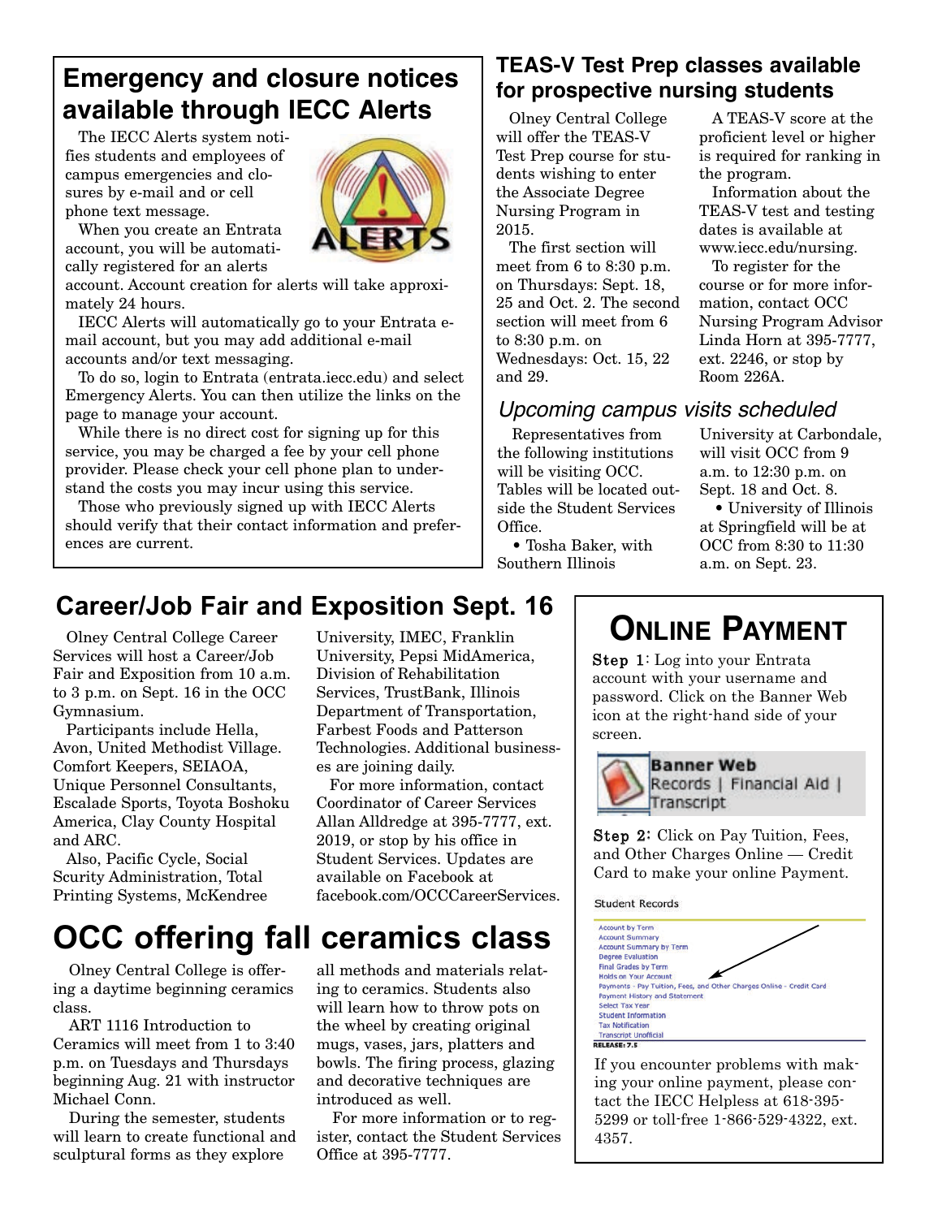## Emergency and closure notices available through IECC Alerts

The IECC Alerts system notifies students and employees of campus emergencies and closures by e-mail and or cell phone text message.

When you create an Entrata account, you will be automatically registered for an alerts account. Account creation for alerts will take approximately 24 hours.

IECC Alerts will automatically go to your Entrata e-mail account, but you may add additional e-mail accounts and/or text messaging.

To do so, login to Entrata (entrata.iecc.edu) and select Emergency Alerts. You can then utilize the links on the page to manage your account.

While there is no direct cost for signing up for this service, you may be charged a fee by your cell phone provider. Please check your cell phone plan to understand the costs you may incur using this service.

Those who previously signed up with IECC Alerts should verify that their contact information and preferences are current.

## TEAS-V Test Prep classes available for prospective nursing students

Olney Central College will offer the TEAS-V Test Prep course for students wishing to enter the Associate Degree Nursing Program in 2015.

The first section will meet from 6 to 8:30 p.m. on Thursdays: Sept. 18, 25 and Oct. 2. The second section will meet from 6 to 8:30 p.m. on Wednesdays: Oct. 15, 22 and 29.

A TEAS-V score at the proficient level or higher is required for ranking in the program.

Information about the TEAS-V test and testing dates is available at www.iecc.edu/nursing.

To register for the course or for more information, contact OCC Nursing Program Advisor Linda Horn at 395-7777, ext. 2246, or stop by Room 226A.

## *Upcoming campus visits scheduled*

Representatives from the following institutions will be visiting OCC. Tables will be located outside the Student Services Office.

- Tosha Baker, with Southern Illinois University at Carbondale, will visit OCC from 9 a.m. to 12:30 p.m. on Sept. 18 and Oct. 8.
- University of Illinois at Springfield will be at OCC from 8:30 to 11:30 a.m. on Sept. 23.

## Career/Job Fair and Exposition Sept. 16

Olney Central College Career Services will host a Career/Job Fair and Exposition from 10 a.m. to 3 p.m. on Sept. 16 in the OCC Gymnasium.

Participants include Hella, Avon, United Methodist Village. Comfort Keepers, SEIAOA, Unique Personnel Consultants, Escalade Sports, Toyota Boshoku America, Clay County Hospital and ARC.

Also, Pacific Cycle, Social Scurity Administration, Total Printing Systems, McKendree University, IMEC, Franklin University, Pepsi MidAmerica, Division of Rehabilitation Services, TrustBank, Illinois Department of Transportation, Farbest Foods and Patterson Technologies. Additional businesses are joining daily.

For more information, contact Coordinator of Career Services Allan Alldredge at 395-7777, ext. 2019, or stop by his office in Student Services. Updates are available on Facebook at facebook.com/OCCCareerServices.

## Online Payment

**Step 1**: Log into your Entrata account with your username and password. Click on the Banner Web icon at the right-hand side of your screen.

**Step 2:** Click on Pay Tuition, Fees, and Other Charges Online — Credit Card to make your online Payment.

If you encounter problems with making your online payment, please contact the IECC Helpless at 618-395-5299 or toll-free 1-866-529-4322, ext. 4357.

# OCC offering fall ceramics class

Olney Central College is offering a daytime beginning ceramics class.

ART 1116 Introduction to Ceramics will meet from 1 to 3:40 p.m. on Tuesdays and Thursdays beginning Aug. 21 with instructor Michael Conn.

During the semester, students will learn to create functional and sculptural forms as they explore all methods and materials relating to ceramics. Students also will learn how to throw pots on the wheel by creating original mugs, vases, jars, platters and bowls. The firing process, glazing and decorative techniques are introduced as well.

For more information or to register, contact the Student Services Office at 395-7777.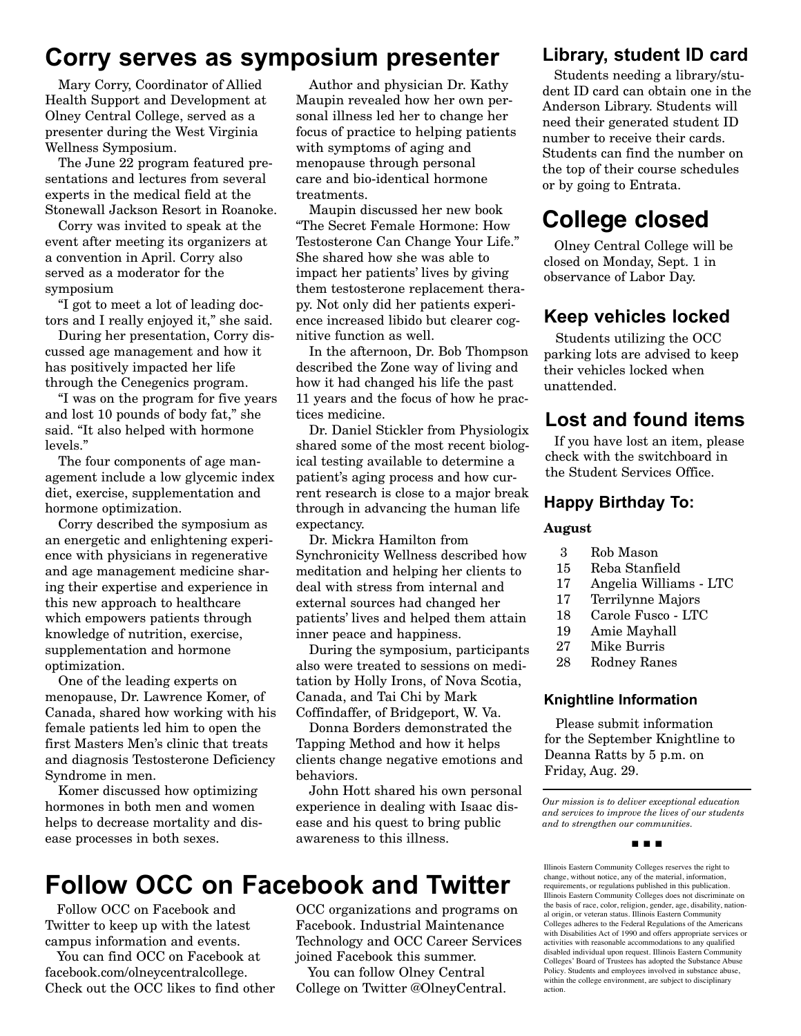# Corry serves as symposium presenter

Mary Corry, Coordinator of Allied Health Support and Development at Olney Central College, served as a presenter during the West Virginia Wellness Symposium.

The June 22 program featured presentations and lectures from several experts in the medical field at the Stonewall Jackson Resort in Roanoke.

Corry was invited to speak at the event after meeting its organizers at a convention in April. Corry also served as a moderator for the symposium

"I got to meet a lot of leading doctors and I really enjoyed it," she said.

During her presentation, Corry discussed age management and how it has positively impacted her life through the Cenegenics program.

"I was on the program for five years and lost 10 pounds of body fat," she said. "It also helped with hormone levels."

The four components of age management include a low glycemic index diet, exercise, supplementation and hormone optimization.

Corry described the symposium as an energetic and enlightening experience with physicians in regenerative and age management medicine sharing their expertise and experience in this new approach to healthcare which empowers patients through knowledge of nutrition, exercise, supplementation and hormone optimization.

One of the leading experts on menopause, Dr. Lawrence Komer, of Canada, shared how working with his female patients led him to open the first Masters Men's clinic that treats and diagnosis Testosterone Deficiency Syndrome in men.

Komer discussed how optimizing hormones in both men and women helps to decrease mortality and disease processes in both sexes.

Author and physician Dr. Kathy Maupin revealed how her own personal illness led her to change her focus of practice to helping patients with symptoms of aging and menopause through personal care and bio-identical hormone treatments.

Maupin discussed her new book "The Secret Female Hormone: How Testosterone Can Change Your Life." She shared how she was able to impact her patients' lives by giving them testosterone replacement therapy. Not only did her patients experience increased libido but clearer cognitive function as well.

In the afternoon, Dr. Bob Thompson described the Zone way of living and how it had changed his life the past 11 years and the focus of how he practices medicine.

Dr. Daniel Stickler from Physiologix shared some of the most recent biological testing available to determine a patient's aging process and how current research is close to a major break through in advancing the human life expectancy.

Dr. Mickra Hamilton from Synchronicity Wellness described how meditation and helping her clients to deal with stress from internal and external sources had changed her patients' lives and helped them attain inner peace and happiness.

During the symposium, participants also were treated to sessions on meditation by Holly Irons, of Nova Scotia, Canada, and Tai Chi by Mark Coffindaffer, of Bridgeport, W. Va.

Donna Borders demonstrated the Tapping Method and how it helps clients change negative emotions and behaviors.

John Hott shared his own personal experience in dealing with Isaac disease and his quest to bring public awareness to this illness.

# Follow OCC on Facebook and Twitter

Follow OCC on Facebook and Twitter to keep up with the latest campus information and events.

You can find OCC on Facebook at facebook.com/olneycentralcollege. Check out the OCC likes to find other OCC organizations and programs on Facebook. Industrial Maintenance Technology and OCC Career Services joined Facebook this summer.

You can follow Olney Central College on Twitter @OlneyCentral.

## Library, student ID card

Students needing a library/student ID card can obtain one in the Anderson Library. Students will need their generated student ID number to receive their cards. Students can find the number on the top of their course schedules or by going to Entrata.

# College closed

Olney Central College will be closed on Monday, Sept. 1 in observance of Labor Day.

## Keep vehicles locked

Students utilizing the OCC parking lots are advised to keep their vehicles locked when unattended.

## Lost and found items

If you have lost an item, please check with the switchboard in the Student Services Office.

### Happy Birthday To:

**August**

- 3 Rob Mason
- 15 Reba Stanfield
- 17 Angelia Williams - LTC
- 17 Terrilynne Majors
- 18 Carole Fusco - LTC
- 19 Amie Mayhall
- 27 Mike Burris
- 28 Rodney Ranes

#### Knightline Information

Please submit information for the September Knightline to Deanna Ratts by 5 p.m. on Friday, Aug. 29.

*Our mission is to deliver exceptional education and services to improve the lives of our students and to strengthen our communities.*

Illinois Eastern Community Colleges reserves the right to change, without notice, any of the material, information, requirements, or regulations published in this publication. Illinois Eastern Community Colleges does not discriminate on the basis of race, color, religion, gender, age, disability, national origin, or veteran status. Illinois Eastern Community Colleges adheres to the Federal Regulations of the Americans with Disabilities Act of 1990 and offers appropriate services or activities with reasonable accommodations to any qualified disabled individual upon request. Illinois Eastern Community Colleges' Board of Trustees has adopted the Substance Abuse Policy. Students and employees involved in substance abuse, within the college environment, are subject to disciplinary action.